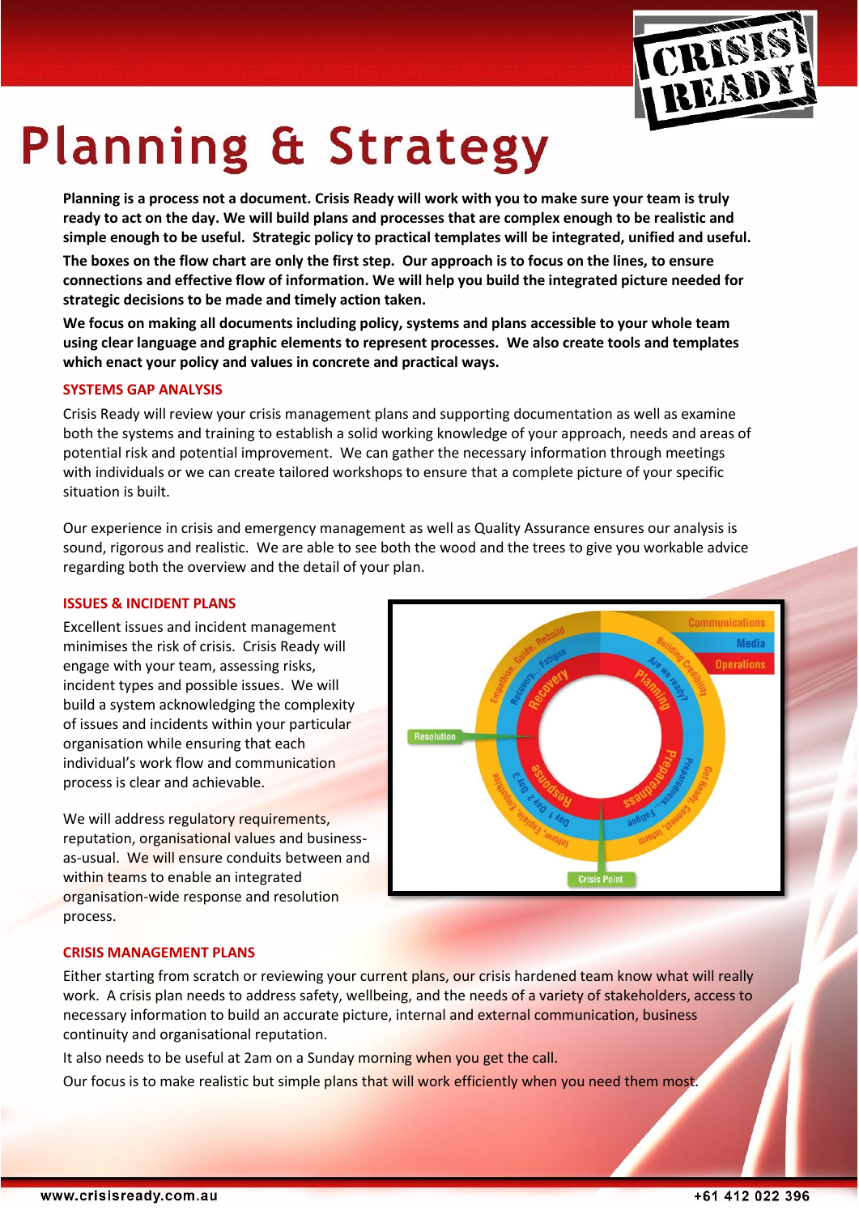# Planning & Strategy

**Planning is a process not a document. Crisis Ready will work with you to make sure your team is truly ready to act on the day. We will build plans and processes that are complex enough to be realistic and simple enough to be useful. Strategic policy to practical templates will be integrated, unified and useful.**

**The boxes on the flow chart are only the first step. Our approach is to focus on the lines, to ensure connections and effective flow of information. We will help you build the integrated picture needed for strategic decisions to be made and timely action taken.**

**We focus on making all documents including policy, systems and plans accessible to your whole team using clear language and graphic elements to represent processes. We also create tools and templates which enact your policy and values in concrete and practical ways.**

## SYSTEMS GAP ANALYSIS

Crisis Ready will review your crisis management plans and supporting documentation as well as examine both the systems and training to establish a solid working knowledge of your approach, needs and areas of potential risk and potential improvement. We can gather the necessary information through meetings with individuals or we can create tailored workshops to ensure that a complete picture of your specific situation is built.

Our experience in crisis and emergency management as well as Quality Assurance ensures our analysis is sound, rigorous and realistic. We are able to see both the wood and the trees to give you workable advice regarding both the overview and the detail of your plan.

## ISSUES & INCIDENT PLANS

Excellent issues and incident management minimises the risk of crisis. Crisis Ready will engage with your team, assessing risks, incident types and possible issues. We will build a system acknowledging the complexity of issues and incidents within your particular organisation while ensuring that each individual's work flow and communication process is clear and achievable.

We will address regulatory requirements, reputation, organisational values and business-as-usual. We will ensure conduits between and within teams to enable an integrated organisation-wide response and resolution process.

## CRISIS MANAGEMENT PLANS

Either starting from scratch or reviewing your current plans, our crisis hardened team know what will really work. A crisis plan needs to address safety, wellbeing, and the needs of a variety of stakeholders, access to necessary information to build an accurate picture, internal and external communication, business continuity and organisational reputation.

It also needs to be useful at 2am on a Sunday morning when you get the call.

Our focus is to make realistic but simple plans that will work efficiently when you need them most.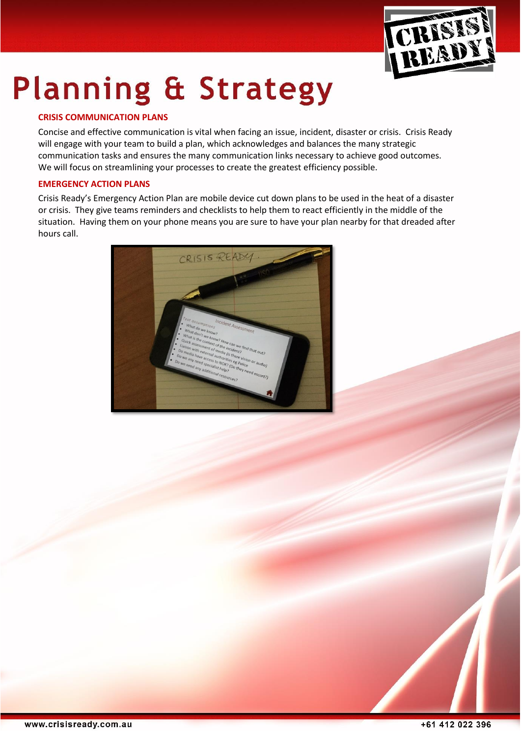# Planning & Strategy

## CRISIS COMMUNICATION PLANS

Concise and effective communication is vital when facing an issue, incident, disaster or crisis. Crisis Ready will engage with your team to build a plan, which acknowledges and balances the many strategic communication tasks and ensures the many communication links necessary to achieve good outcomes. We will focus on streamlining your processes to create the greatest efficiency possible.

## EMERGENCY ACTION PLANS

Crisis Ready's Emergency Action Plan are mobile device cut down plans to be used in the heat of a disaster or crisis. They give teams reminders and checklists to help them to react efficiently in the middle of the situation. Having them on your phone means you are sure to have your plan nearby for that dreaded after hours call.